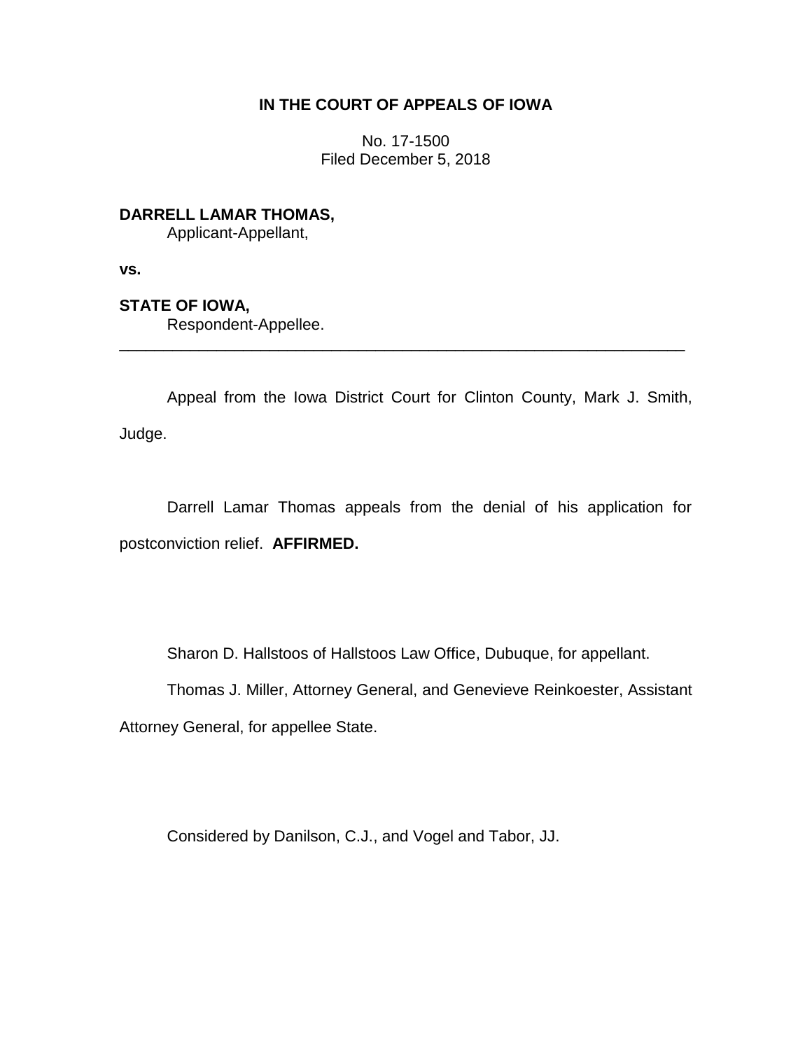**IN THE COURT OF APPEALS OF IOWA**

No. 17-1500
Filed December 5, 2018

**DARRELL LAMAR THOMAS,**
Applicant-Appellant,

**vs.**

**STATE OF IOWA,**
Respondent-Appellee.

---

Appeal from the Iowa District Court for Clinton County, Mark J. Smith, Judge.

Darrell Lamar Thomas appeals from the denial of his application for postconviction relief. **AFFIRMED.**

Sharon D. Hallstoos of Hallstoos Law Office, Dubuque, for appellant.

Thomas J. Miller, Attorney General, and Genevieve Reinkoester, Assistant Attorney General, for appellee State.

Considered by Danilson, C.J., and Vogel and Tabor, JJ.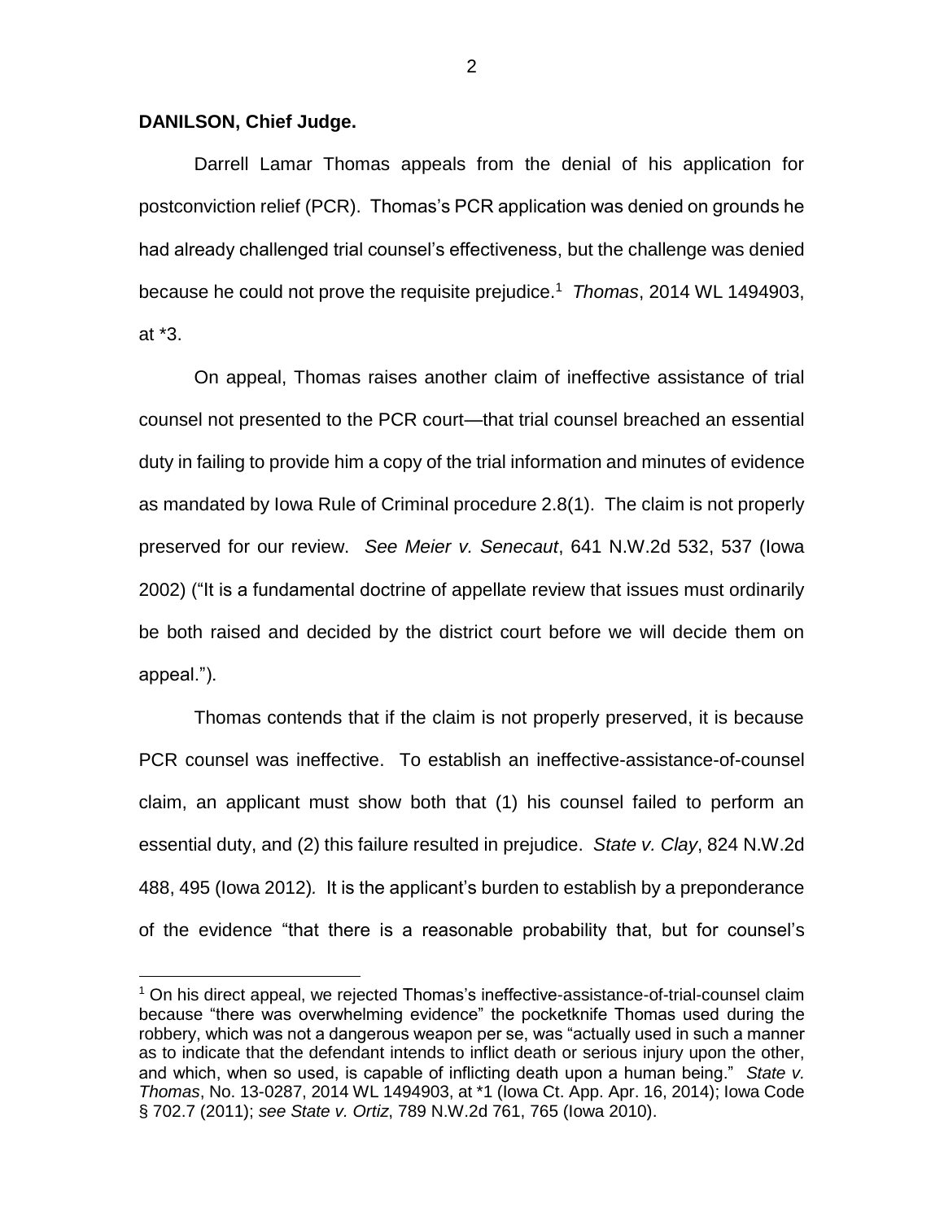**DANILSON, Chief Judge.**

Darrell Lamar Thomas appeals from the denial of his application for postconviction relief (PCR). Thomas's PCR application was denied on grounds he had already challenged trial counsel's effectiveness, but the challenge was denied because he could not prove the requisite prejudice.[1] *Thomas*, 2014 WL 1494903, at *3.

On appeal, Thomas raises another claim of ineffective assistance of trial counsel not presented to the PCR court—that trial counsel breached an essential duty in failing to provide him a copy of the trial information and minutes of evidence as mandated by Iowa Rule of Criminal procedure 2.8(1). The claim is not properly preserved for our review. *See Meier v. Senecaut*, 641 N.W.2d 532, 537 (Iowa 2002) ("It is a fundamental doctrine of appellate review that issues must ordinarily be both raised and decided by the district court before we will decide them on appeal.").

Thomas contends that if the claim is not properly preserved, it is because PCR counsel was ineffective. To establish an ineffective-assistance-of-counsel claim, an applicant must show both that (1) his counsel failed to perform an essential duty, and (2) this failure resulted in prejudice. *State v. Clay*, 824 N.W.2d 488, 495 (Iowa 2012). It is the applicant's burden to establish by a preponderance of the evidence "that there is a reasonable probability that, but for counsel's

---

[1] On his direct appeal, we rejected Thomas's ineffective-assistance-of-trial-counsel claim because "there was overwhelming evidence" the pocketknife Thomas used during the robbery, which was not a dangerous weapon per se, was "actually used in such a manner as to indicate that the defendant intends to inflict death or serious injury upon the other, and which, when so used, is capable of inflicting death upon a human being." *State v. Thomas*, No. 13-0287, 2014 WL 1494903, at *1 (Iowa Ct. App. Apr. 16, 2014); Iowa Code § 702.7 (2011); *see State v. Ortiz*, 789 N.W.2d 761, 765 (Iowa 2010).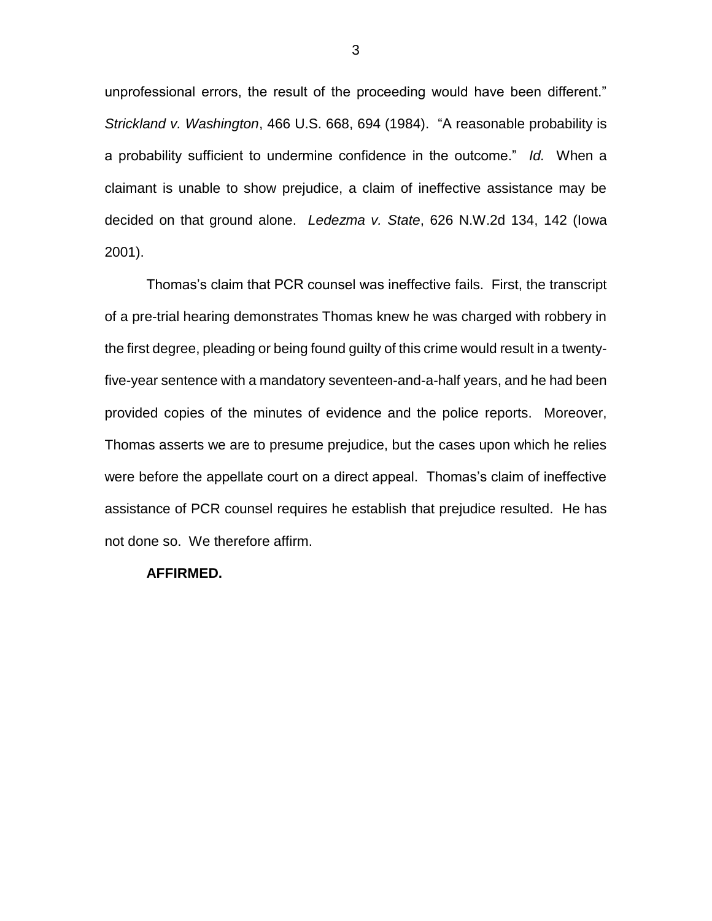unprofessional errors, the result of the proceeding would have been different." *Strickland v. Washington*, 466 U.S. 668, 694 (1984). "A reasonable probability is a probability sufficient to undermine confidence in the outcome." *Id.* When a claimant is unable to show prejudice, a claim of ineffective assistance may be decided on that ground alone. *Ledezma v. State*, 626 N.W.2d 134, 142 (Iowa 2001).

Thomas's claim that PCR counsel was ineffective fails. First, the transcript of a pre-trial hearing demonstrates Thomas knew he was charged with robbery in the first degree, pleading or being found guilty of this crime would result in a twenty-five-year sentence with a mandatory seventeen-and-a-half years, and he had been provided copies of the minutes of evidence and the police reports. Moreover, Thomas asserts we are to presume prejudice, but the cases upon which he relies were before the appellate court on a direct appeal. Thomas's claim of ineffective assistance of PCR counsel requires he establish that prejudice resulted. He has not done so. We therefore affirm.

**AFFIRMED.**